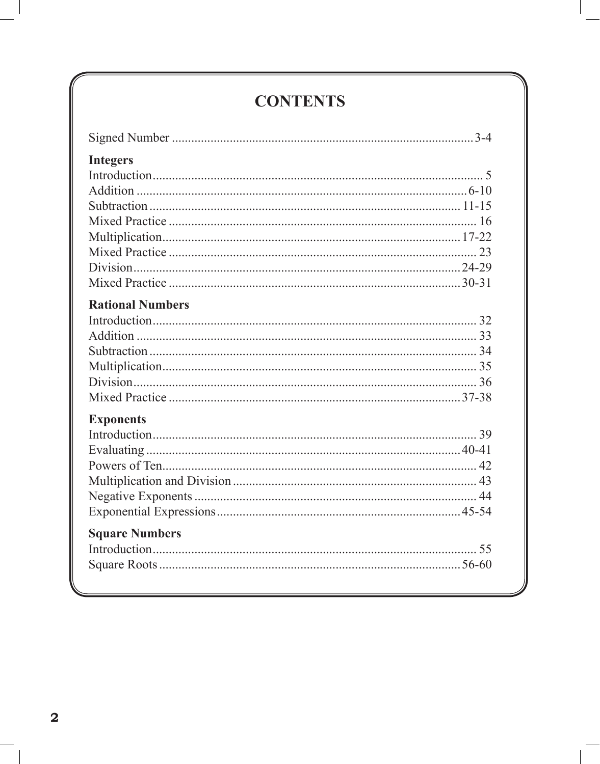# CONTENTS

Signed Number .......... 3-4

**Integers**

Introduction .......... 5
Addition .......... 6-10
Subtraction .......... 11-15
Mixed Practice .......... 16
Multiplication .......... 17-22
Mixed Practice .......... 23
Division .......... 24-29
Mixed Practice .......... 30-31

**Rational Numbers**

Introduction .......... 32
Addition .......... 33
Subtraction .......... 34
Multiplication .......... 35
Division .......... 36
Mixed Practice .......... 37-38

**Exponents**

Introduction .......... 39
Evaluating .......... 40-41
Powers of Ten .......... 42
Multiplication and Division .......... 43
Negative Exponents .......... 44
Exponential Expressions .......... 45-54

**Square Numbers**

Introduction .......... 55
Square Roots .......... 56-60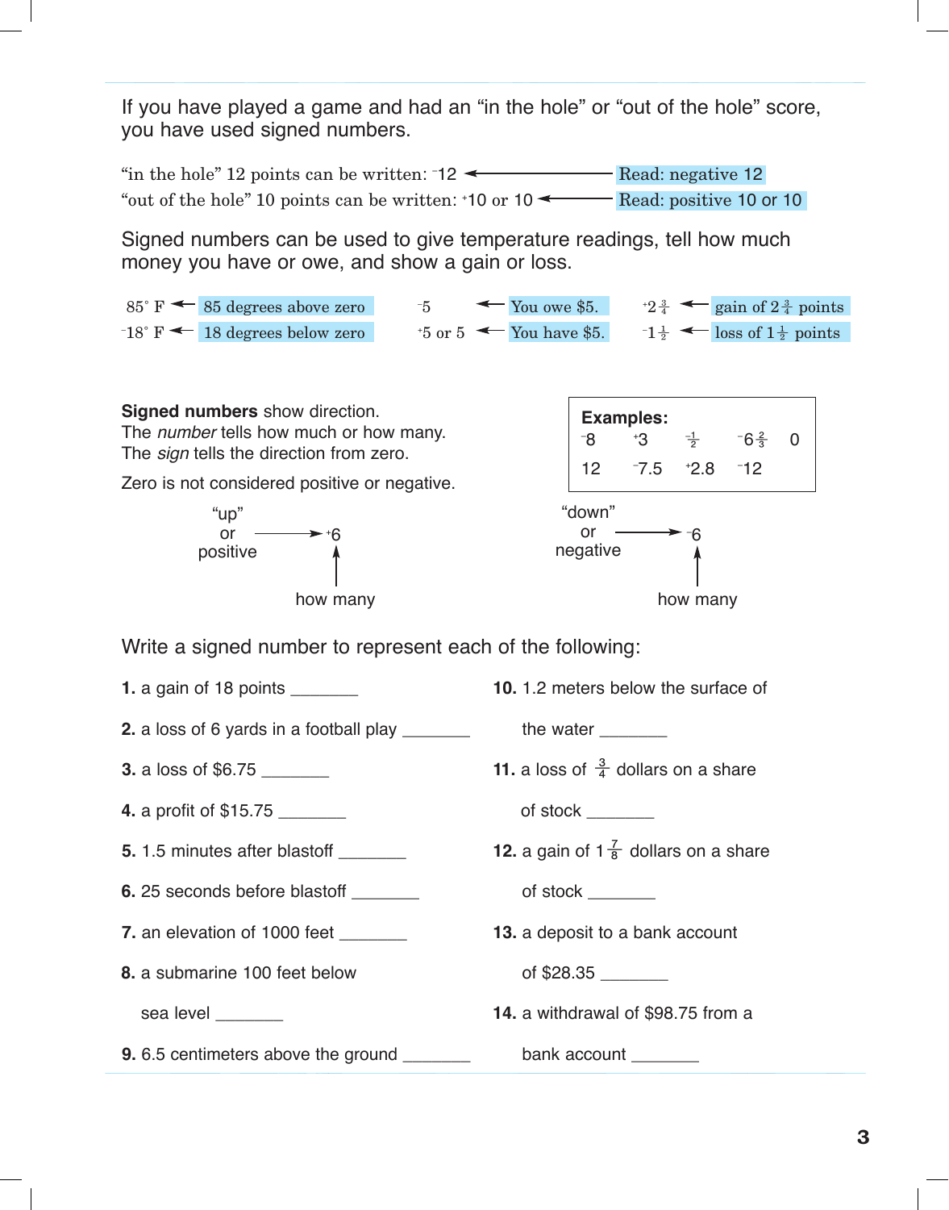If you have played a game and had an "in the hole" or "out of the hole" score, you have used signed numbers.

"in the hole" 12 points can be written: $^-12$ ← Read: negative 12

"out of the hole" 10 points can be written: $^+10$ or 10 ← Read: positive 10 or 10

Signed numbers can be used to give temperature readings, tell how much money you have or owe, and show a gain or loss.

| | | | | | |
|---|---|---|---|---|---|
| 85° F ← | 85 degrees above zero | $^-5$ ← | You owe \$5. | $^+2\frac{3}{4}$ ← | gain of $2\frac{3}{4}$ points |
| $^-18$° F ← | 18 degrees below zero | $^+5$ or 5 ← | You have \$5. | $^-1\frac{1}{2}$ ← | loss of $1\frac{1}{2}$ points |

**Signed numbers** show direction.
The *number* tells how much or how many.
The *sign* tells the direction from zero.

Zero is not considered positive or negative.

**Examples:**

| | | | | |
|---|---|---|---|---|
| $^-8$ | $^+3$ | $\frac{-1}{2}$ | $^-6\frac{2}{3}$ | 0 |
| 12 | $^-7.5$ | $^+2.8$ | $^-12$ | |

"up" or positive → $^+6$ ← how many

"down" or negative → $^-6$ ← how many

Write a signed number to represent each of the following:

**1.** a gain of 18 points ________

**2.** a loss of 6 yards in a football play ________

**3.** a loss of \$6.75 ________

**4.** a profit of \$15.75 ________

**5.** 1.5 minutes after blastoff ________

**6.** 25 seconds before blastoff ________

**7.** an elevation of 1000 feet ________

**8.** a submarine 100 feet below sea level ________

**9.** 6.5 centimeters above the ground ________

**10.** 1.2 meters below the surface of the water ________

**11.** a loss of $\frac{3}{4}$ dollars on a share of stock ________

**12.** a gain of $1\frac{7}{8}$ dollars on a share of stock ________

**13.** a deposit to a bank account of \$28.35 ________

**14.** a withdrawal of \$98.75 from a bank account ________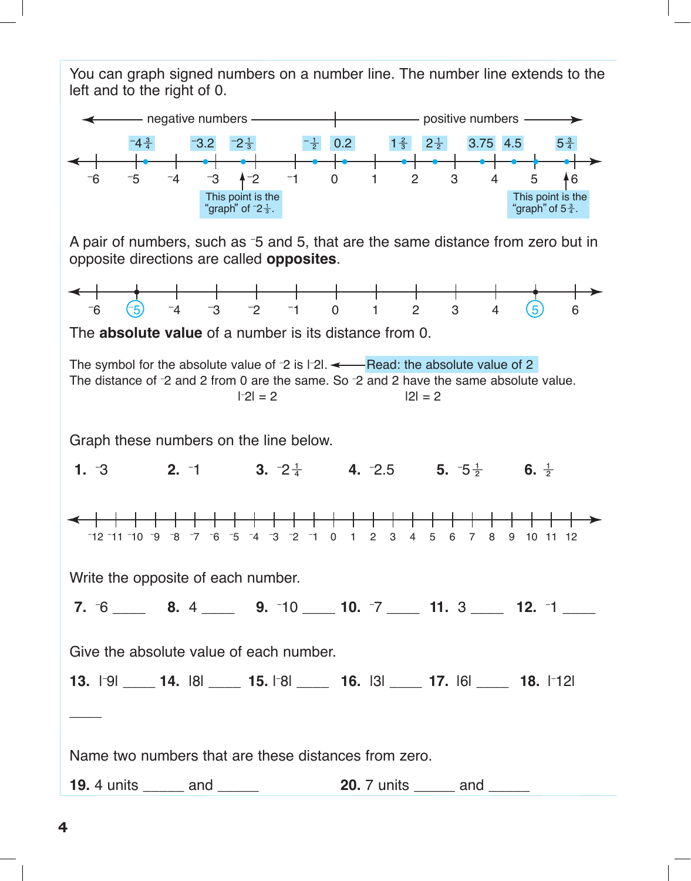You can graph signed numbers on a number line. The number line extends to the left and to the right of 0.

← negative numbers | positive numbers →

$^-4\frac{3}{4}$ $^-3.2$ $^-2\frac{1}{3}$ $^-\frac{1}{2}$ 0.2 $1\frac{2}{3}$ $2\frac{1}{2}$ 3.75 4.5 $5\frac{3}{4}$

$^-6$ $^-5$ $^-4$ $^-3$ $^-2$ $^-1$ 0 1 2 3 4 5 6

This point is the "graph" of $^-2\frac{1}{3}$.

This point is the "graph" of $5\frac{3}{4}$.

A pair of numbers, such as $^-5$ and 5, that are the same distance from zero but in opposite directions are called **opposites**.

$^-6$ $^-5$ $^-4$ $^-3$ $^-2$ $^-1$ 0 1 2 3 4 5 6

The **absolute value** of a number is its distance from 0.

The symbol for the absolute value of $^-2$ is $|^-2|$. ← Read: the absolute value of 2

The distance of $^-2$ and 2 from 0 are the same. So $^-2$ and 2 have the same absolute value.

$|^-2| = 2$ $|2| = 2$

Graph these numbers on the line below.

**1.** $^-3$ **2.** $^-1$ **3.** $^-2\frac{1}{4}$ **4.** $^-2.5$ **5.** $^-5\frac{1}{2}$ **6.** $\frac{1}{2}$

$^-12$ $^-11$ $^-10$ $^-9$ $^-8$ $^-7$ $^-6$ $^-5$ $^-4$ $^-3$ $^-2$ $^-1$ 0 1 2 3 4 5 6 7 8 9 10 11 12

Write the opposite of each number.

**7.** $^-6$ _____ **8.** 4 _____ **9.** $^-10$ _____ **10.** $^-7$ _____ **11.** 3 _____ **12.** $^-1$ _____

Give the absolute value of each number.

**13.** $|^-9|$ _____ **14.** $|8|$ _____ **15.** $|^-8|$ _____ **16.** $|3|$ _____ **17.** $|6|$ _____ **18.** $|^-12|$ _____

Name two numbers that are these distances from zero.

**19.** 4 units _____ and _____ **20.** 7 units _____ and _____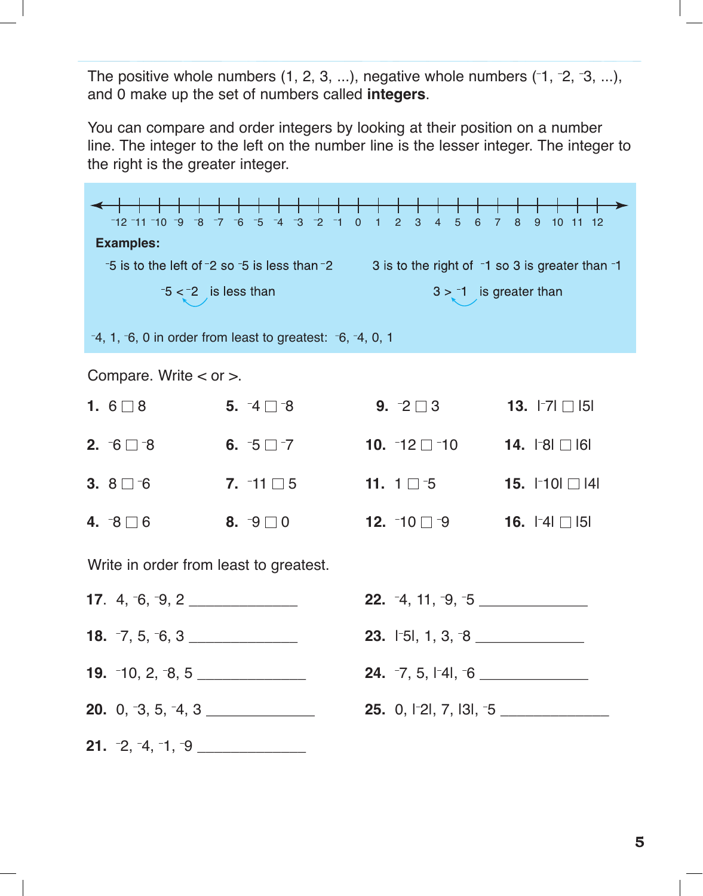The positive whole numbers (1, 2, 3, ...), negative whole numbers ($^-1$, $^-2$, $^-3$, ...), and 0 make up the set of numbers called **integers**.

You can compare and order integers by looking at their position on a number line. The integer to the left on the number line is the lesser integer. The integer to the right is the greater integer.

$^-12$ $^-11$ $^-10$ $^-9$ $^-8$ $^-7$ $^-6$ $^-5$ $^-4$ $^-3$ $^-2$ $^-1$ 0 1 2 3 4 5 6 7 8 9 10 11 12

**Examples:**

$^-5$ is to the left of $^-2$ so $^-5$ is less than $^-2$

$^-5 < {}^-2$ is less than

3 is to the right of $^-1$ so 3 is greater than $^-1$

$3 > {}^-1$ is greater than

$^-4$, 1, $^-6$, 0 in order from least to greatest: $^-6$, $^-4$, 0, 1

Compare. Write < or >.

**1.** 6 ☐ 8

**2.** $^-6$ ☐ $^-8$

**3.** 8 ☐ $^-6$

**4.** $^-8$ ☐ 6

**5.** $^-4$ ☐ $^-8$

**6.** $^-5$ ☐ $^-7$

**7.** $^-11$ ☐ 5

**8.** $^-9$ ☐ 0

**9.** $^-2$ ☐ 3

**10.** $^-12$ ☐ $^-10$

**11.** 1 ☐ $^-5$

**12.** $^-10$ ☐ $^-9$

**13.** $|{}^-7|$ ☐ $|5|$

**14.** $|{}^-8|$ ☐ $|6|$

**15.** $|{}^-10|$ ☐ $|4|$

**16.** $|{}^-4|$ ☐ $|5|$

Write in order from least to greatest.

**17.** 4, $^-6$, $^-9$, 2 ______________

**18.** $^-7$, 5, $^-6$, 3 ______________

**19.** $^-10$, 2, $^-8$, 5 ______________

**20.** 0, $^-3$, 5, $^-4$, 3 ______________

**21.** $^-2$, $^-4$, $^-1$, $^-9$ ______________

**22.** $^-4$, 11, $^-9$, $^-5$ ______________

**23.** $|{}^-5|$, 1, 3, $^-8$ ______________

**24.** $^-7$, 5, $|{}^-4|$, $^-6$ ______________

**25.** 0, $|{}^-2|$, 7, $|3|$, $^-5$ ______________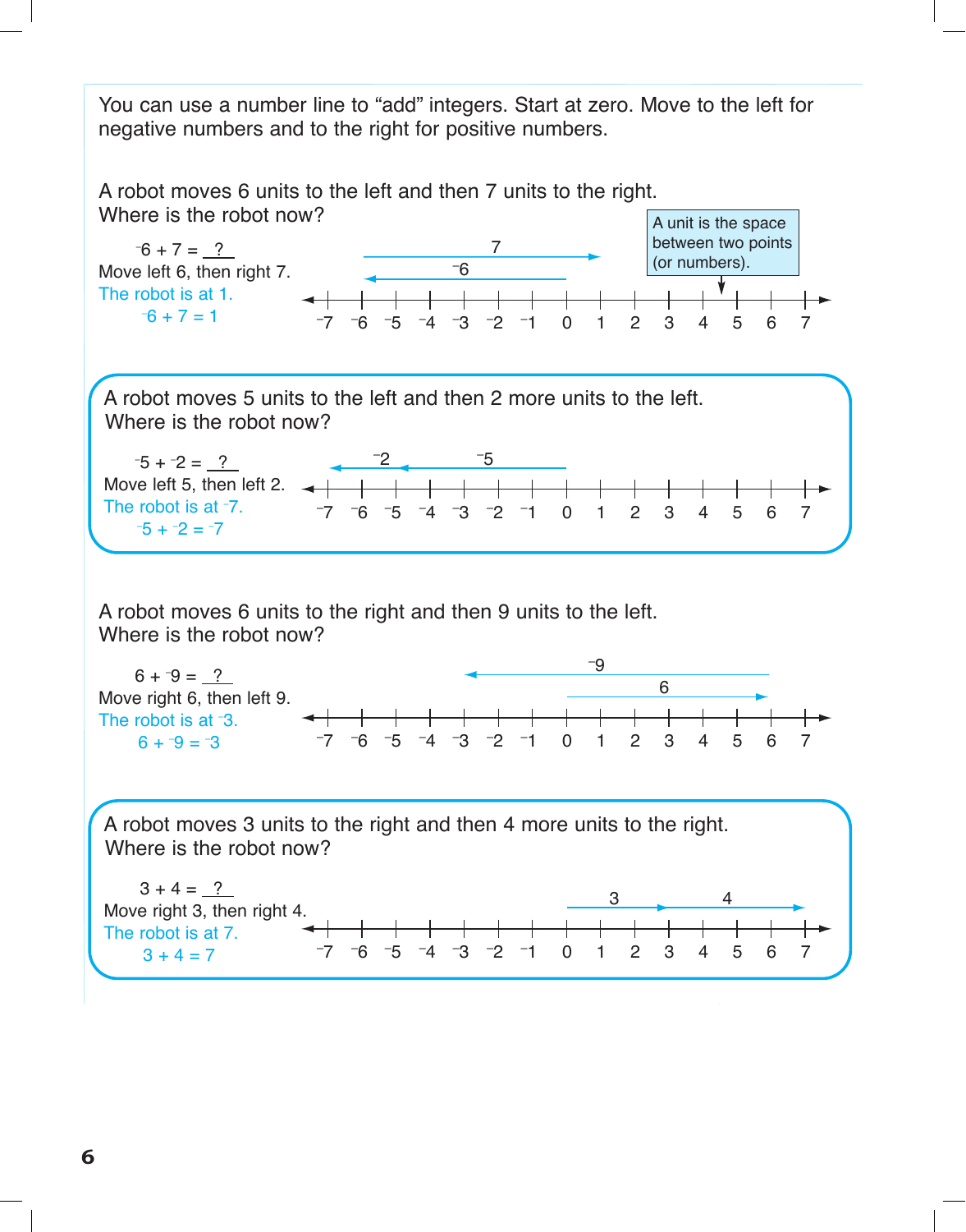You can use a number line to "add" integers. Start at zero. Move to the left for negative numbers and to the right for positive numbers.

A robot moves 6 units to the left and then 7 units to the right. Where is the robot now?

$^-6 + 7 =$ ___?___

Move left 6, then right 7.

The robot is at 1.

$^-6 + 7 = 1$

7

$^-6$

A unit is the space between two points (or numbers).

$^-7$ $^-6$ $^-5$ $^-4$ $^-3$ $^-2$ $^-1$ 0 1 2 3 4 5 6 7

A robot moves 5 units to the left and then 2 more units to the left. Where is the robot now?

$^-5 + {}^-2 =$ ___?___

Move left 5, then left 2.

The robot is at $^-7$.

$^-5 + {}^-2 = {}^-7$

$^-2$ $^-5$

$^-7$ $^-6$ $^-5$ $^-4$ $^-3$ $^-2$ $^-1$ 0 1 2 3 4 5 6 7

A robot moves 6 units to the right and then 9 units to the left. Where is the robot now?

$6 + {}^-9 =$ ___?___

Move right 6, then left 9.

The robot is at $^-3$.

$6 + {}^-9 = {}^-3$

$^-9$

6

$^-7$ $^-6$ $^-5$ $^-4$ $^-3$ $^-2$ $^-1$ 0 1 2 3 4 5 6 7

A robot moves 3 units to the right and then 4 more units to the right. Where is the robot now?

$3 + 4 =$ ___?___

Move right 3, then right 4.

The robot is at 7.

$3 + 4 = 7$

3 4

$^-7$ $^-6$ $^-5$ $^-4$ $^-3$ $^-2$ $^-1$ 0 1 2 3 4 5 6 7